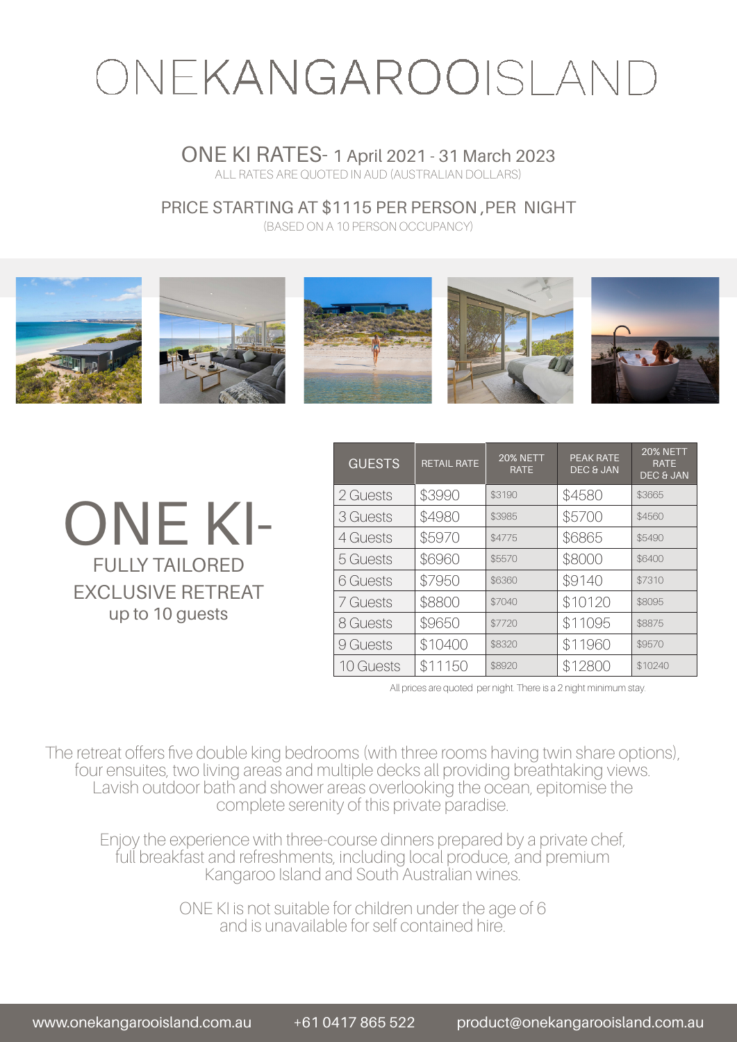# ONEKANGAROOISLAND

## ONE KI RATES- 1 April 2021 - 31 March 2023

ALL RATES ARE QUOTED IN AUD (AUSTRALIAN DOLLARS)

PRICE STARTING AT $1115 PER PERSON ,PER NIGHT

(BASED ON A 10 PERSON OCCUPANCY)

# ONE KI-

FULLY TAILORED EXCLUSIVE RETREAT

up to 10 guests

| GUESTS | RETAIL RATE | 20% NETT RATE | PEAK RATE DEC & JAN | 20% NETT RATE DEC & JAN |
|---|---|---|---|---|
| 2 Guests | $3990 | $3190 | $4580 | $3665 |
| 3 Guests | $4980 | $3985 | $5700 | $4560 |
| 4 Guests | $5970 | $4775 | $6865 | $5490 |
| 5 Guests | $6960 | $5570 | $8000 | $6400 |
| 6 Guests | $7950 | $6360 | $9140 | $7310 |
| 7 Guests | $8800 | $7040 | $10120 | $8095 |
| 8 Guests | $9650 | $7720 | $11095 | $8875 |
| 9 Guests | $10400 | $8320 | $11960 | $9570 |
| 10 Guests | $11150 | $8920 | $12800 | $10240 |

All prices are quoted per night. There is a 2 night minimum stay.

The retreat offers five double king bedrooms (with three rooms having twin share options), four ensuites, two living areas and multiple decks all providing breathtaking views. Lavish outdoor bath and shower areas overlooking the ocean, epitomise the complete serenity of this private paradise.

Enjoy the experience with three-course dinners prepared by a private chef, full breakfast and refreshments, including local produce, and premium Kangaroo Island and South Australian wines.

ONE KI is not suitable for children under the age of 6 and is unavailable for self contained hire.

www.onekangarooisland.com.au +61 0417 865 522 product@onekangarooisland.com.au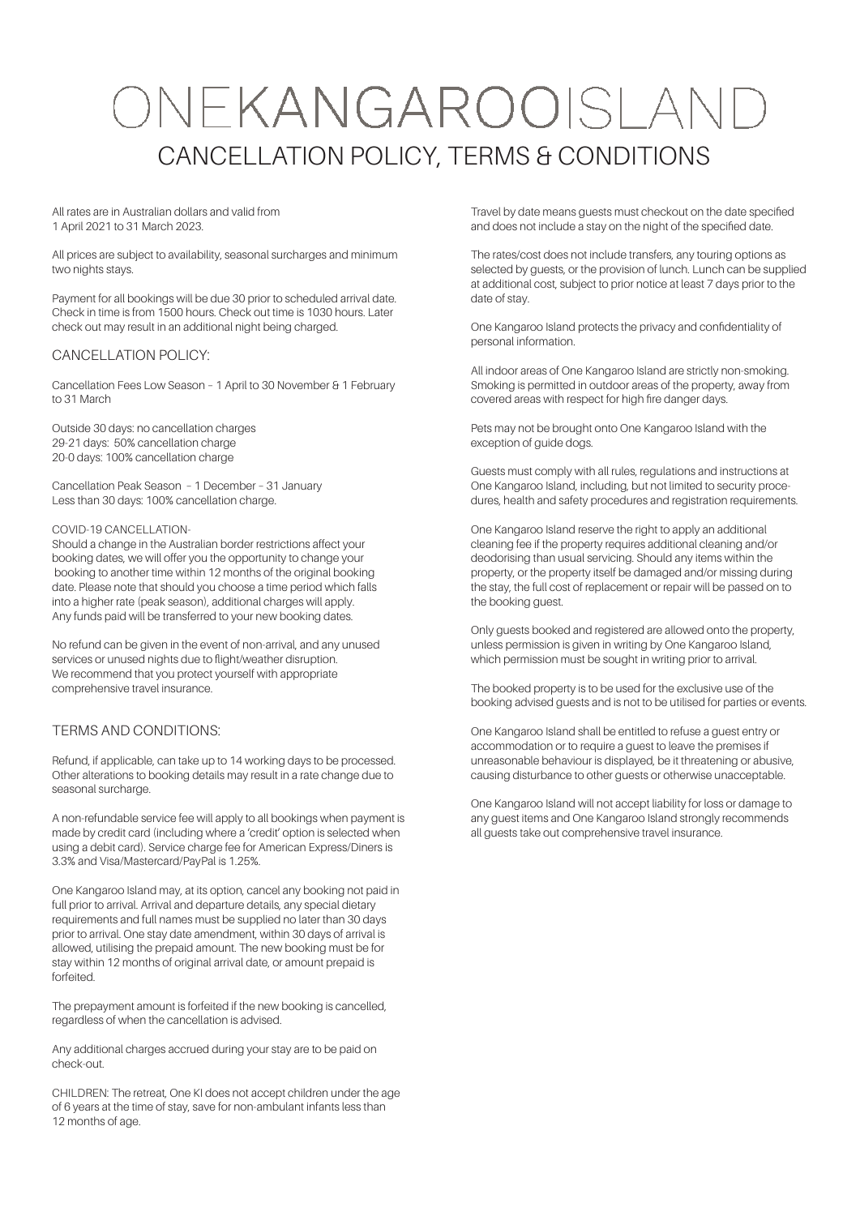# ONEKANGAROOISLAND

## CANCELLATION POLICY, TERMS & CONDITIONS

All rates are in Australian dollars and valid from 1 April 2021 to 31 March 2023.

All prices are subject to availability, seasonal surcharges and minimum two nights stays.

Payment for all bookings will be due 30 prior to scheduled arrival date. Check in time is from 1500 hours. Check out time is 1030 hours. Later check out may result in an additional night being charged.

### CANCELLATION POLICY:

Cancellation Fees Low Season – 1 April to 30 November & 1 February to 31 March

Outside 30 days: no cancellation charges
29-21 days: 50% cancellation charge
20-0 days: 100% cancellation charge

Cancellation Peak Season – 1 December – 31 January
Less than 30 days: 100% cancellation charge.

COVID-19 CANCELLATION-
Should a change in the Australian border restrictions affect your booking dates, we will offer you the opportunity to change your booking to another time within 12 months of the original booking date. Please note that should you choose a time period which falls into a higher rate (peak season), additional charges will apply. Any funds paid will be transferred to your new booking dates.

No refund can be given in the event of non-arrival, and any unused services or unused nights due to flight/weather disruption. We recommend that you protect yourself with appropriate comprehensive travel insurance.

### TERMS AND CONDITIONS:

Refund, if applicable, can take up to 14 working days to be processed. Other alterations to booking details may result in a rate change due to seasonal surcharge.

A non-refundable service fee will apply to all bookings when payment is made by credit card (including where a 'credit' option is selected when using a debit card). Service charge fee for American Express/Diners is 3.3% and Visa/Mastercard/PayPal is 1.25%.

One Kangaroo Island may, at its option, cancel any booking not paid in full prior to arrival. Arrival and departure details, any special dietary requirements and full names must be supplied no later than 30 days prior to arrival. One stay date amendment, within 30 days of arrival is allowed, utilising the prepaid amount. The new booking must be for stay within 12 months of original arrival date, or amount prepaid is forfeited.

The prepayment amount is forfeited if the new booking is cancelled, regardless of when the cancellation is advised.

Any additional charges accrued during your stay are to be paid on check-out.

CHILDREN: The retreat, One KI does not accept children under the age of 6 years at the time of stay, save for non-ambulant infants less than 12 months of age.

Travel by date means guests must checkout on the date specified and does not include a stay on the night of the specified date.

The rates/cost does not include transfers, any touring options as selected by guests, or the provision of lunch. Lunch can be supplied at additional cost, subject to prior notice at least 7 days prior to the date of stay.

One Kangaroo Island protects the privacy and confidentiality of personal information.

All indoor areas of One Kangaroo Island are strictly non-smoking. Smoking is permitted in outdoor areas of the property, away from covered areas with respect for high fire danger days.

Pets may not be brought onto One Kangaroo Island with the exception of guide dogs.

Guests must comply with all rules, regulations and instructions at One Kangaroo Island, including, but not limited to security procedures, health and safety procedures and registration requirements.

One Kangaroo Island reserve the right to apply an additional cleaning fee if the property requires additional cleaning and/or deodorising than usual servicing. Should any items within the property, or the property itself be damaged and/or missing during the stay, the full cost of replacement or repair will be passed on to the booking guest.

Only guests booked and registered are allowed onto the property, unless permission is given in writing by One Kangaroo Island, which permission must be sought in writing prior to arrival.

The booked property is to be used for the exclusive use of the booking advised guests and is not to be utilised for parties or events.

One Kangaroo Island shall be entitled to refuse a guest entry or accommodation or to require a guest to leave the premises if unreasonable behaviour is displayed, be it threatening or abusive, causing disturbance to other guests or otherwise unacceptable.

One Kangaroo Island will not accept liability for loss or damage to any guest items and One Kangaroo Island strongly recommends all guests take out comprehensive travel insurance.